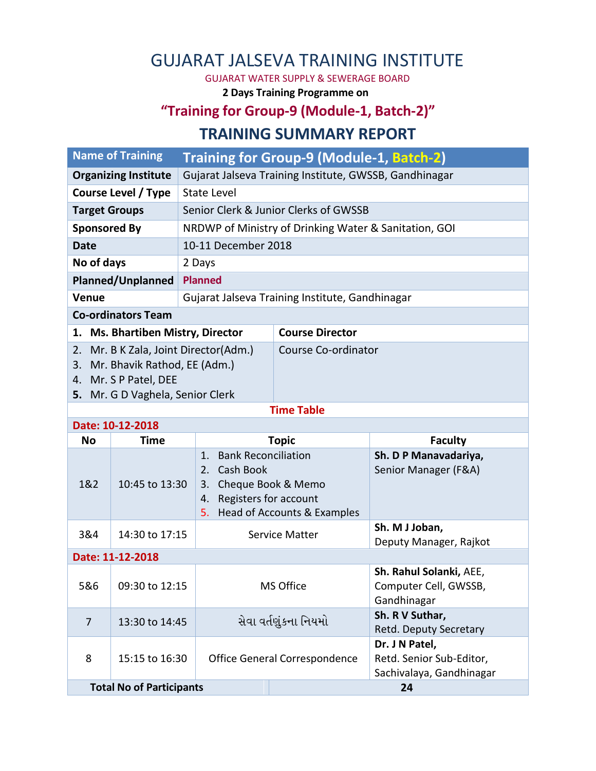# GUJARAT JALSEVA TRAINING INSTITUTE

GUJARAT WATER SUPPLY & SEWERAGE BOARD

**2 Days Training Programme on**

## "Training for Group-9 (Module-1, Batch-2)"

## TRAINING SUMMARY REPORT

| Name of Training | Training for Group-9 (Module-1, Batch-2) |
|---|---|
| **Organizing Institute** | Gujarat Jalseva Training Institute, GWSSB, Gandhinagar |
| **Course Level / Type** | State Level |
| **Target Groups** | Senior Clerk & Junior Clerks of GWSSB |
| **Sponsored By** | NRDWP of Ministry of Drinking Water & Sanitation, GOI |
| **Date** | 10-11 December 2018 |
| **No of days** | 2 Days |
| **Planned/Unplanned** | **Planned** |
| **Venue** | Gujarat Jalseva Training Institute, Gandhinagar |

**Co-ordinators Team**

| Name | Role |
|---|---|
| **1. Ms. Bhartiben Mistry, Director** | **Course Director** |
| 2. Mr. B K Zala, Joint Director(Adm.)<br>3. Mr. Bhavik Rathod, EE (Adm.)<br>4. Mr. S P Patel, DEE<br>**5.** Mr. G D Vaghela, Senior Clerk | Course Co-ordinator |

**Time Table**

| No | Time | Topic | Faculty |
|---|---|---|---|
| **Date: 10-12-2018** | | | |
| 1&2 | 10:45 to 13:30 | 1. Bank Reconciliation<br>2. Cash Book<br>3. Cheque Book & Memo<br>4. Registers for account<br>5. Head of Accounts & Examples | **Sh. D P Manavadariya,** Senior Manager (F&A) |
| 3&4 | 14:30 to 17:15 | Service Matter | **Sh. M J Joban,** Deputy Manager, Rajkot |
| **Date: 11-12-2018** | | | |
| 5&6 | 09:30 to 12:15 | MS Office | **Sh. Rahul Solanki,** AEE, Computer Cell, GWSSB, Gandhinagar |
| 7 | 13:30 to 14:45 | સેવા વર્તણુંકના નિયમો | **Sh. R V Suthar,** Retd. Deputy Secretary |
| 8 | 15:15 to 16:30 | Office General Correspondence | **Dr. J N Patel,** Retd. Senior Sub-Editor, Sachivalaya, Gandhinagar |
| **Total No of Participants** | | **24** | |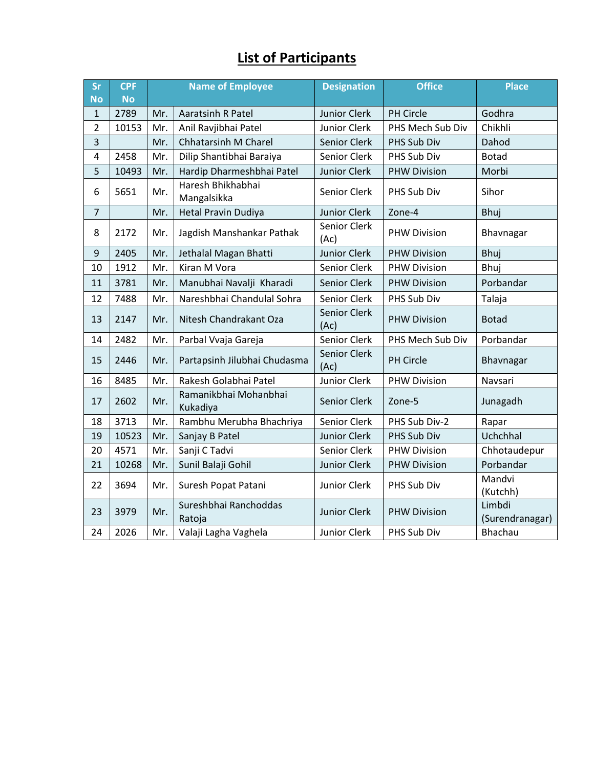# List of Participants

| Sr No | CPF No | Name of Employee | | Designation | Office | Place |
|---|---|---|---|---|---|---|
| 1 | 2789 | Mr. | Aaratsinh R Patel | Junior Clerk | PH Circle | Godhra |
| 2 | 10153 | Mr. | Anil Ravjibhai Patel | Junior Clerk | PHS Mech Sub Div | Chikhli |
| 3 | | Mr. | Chhatarsinh M Charel | Senior Clerk | PHS Sub Div | Dahod |
| 4 | 2458 | Mr. | Dilip Shantibhai Baraiya | Senior Clerk | PHS Sub Div | Botad |
| 5 | 10493 | Mr. | Hardip Dharmeshbhai Patel | Junior Clerk | PHW Division | Morbi |
| 6 | 5651 | Mr. | Haresh Bhikhabhai Mangalsikka | Senior Clerk | PHS Sub Div | Sihor |
| 7 | | Mr. | Hetal Pravin Dudiya | Junior Clerk | Zone-4 | Bhuj |
| 8 | 2172 | Mr. | Jagdish Manshankar Pathak | Senior Clerk (Ac) | PHW Division | Bhavnagar |
| 9 | 2405 | Mr. | Jethalal Magan Bhatti | Junior Clerk | PHW Division | Bhuj |
| 10 | 1912 | Mr. | Kiran M Vora | Senior Clerk | PHW Division | Bhuj |
| 11 | 3781 | Mr. | Manubhai Navalji Kharadi | Senior Clerk | PHW Division | Porbandar |
| 12 | 7488 | Mr. | Nareshbhai Chandulal Sohra | Senior Clerk | PHS Sub Div | Talaja |
| 13 | 2147 | Mr. | Nitesh Chandrakant Oza | Senior Clerk (Ac) | PHW Division | Botad |
| 14 | 2482 | Mr. | Parbal Vvaja Gareja | Senior Clerk | PHS Mech Sub Div | Porbandar |
| 15 | 2446 | Mr. | Partapsinh Jilubhai Chudasma | Senior Clerk (Ac) | PH Circle | Bhavnagar |
| 16 | 8485 | Mr. | Rakesh Golabhai Patel | Junior Clerk | PHW Division | Navsari |
| 17 | 2602 | Mr. | Ramanikbhai Mohanbhai Kukadiya | Senior Clerk | Zone-5 | Junagadh |
| 18 | 3713 | Mr. | Rambhu Merubha Bhachriya | Senior Clerk | PHS Sub Div-2 | Rapar |
| 19 | 10523 | Mr. | Sanjay B Patel | Junior Clerk | PHS Sub Div | Uchchhal |
| 20 | 4571 | Mr. | Sanji C Tadvi | Senior Clerk | PHW Division | Chhotaudepur |
| 21 | 10268 | Mr. | Sunil Balaji Gohil | Junior Clerk | PHW Division | Porbandar |
| 22 | 3694 | Mr. | Suresh Popat Patani | Junior Clerk | PHS Sub Div | Mandvi (Kutchh) |
| 23 | 3979 | Mr. | Sureshbhai Ranchoddas Ratoja | Junior Clerk | PHW Division | Limbdi (Surendranagar) |
| 24 | 2026 | Mr. | Valaji Lagha Vaghela | Junior Clerk | PHS Sub Div | Bhachau |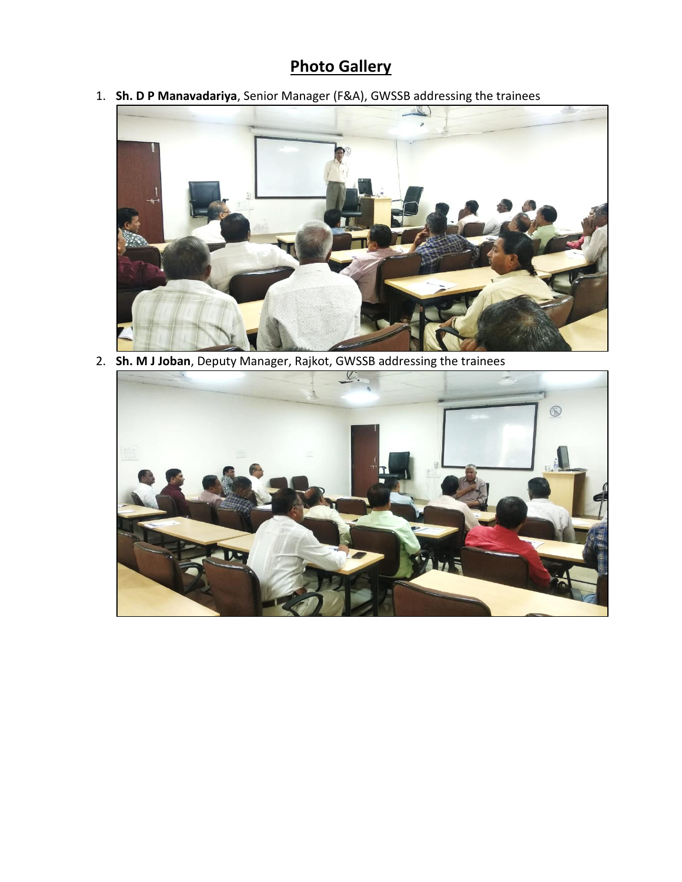# Photo Gallery

1. **Sh. D P Manavadariya**, Senior Manager (F&A), GWSSB addressing the trainees

2. **Sh. M J Joban**, Deputy Manager, Rajkot, GWSSB addressing the trainees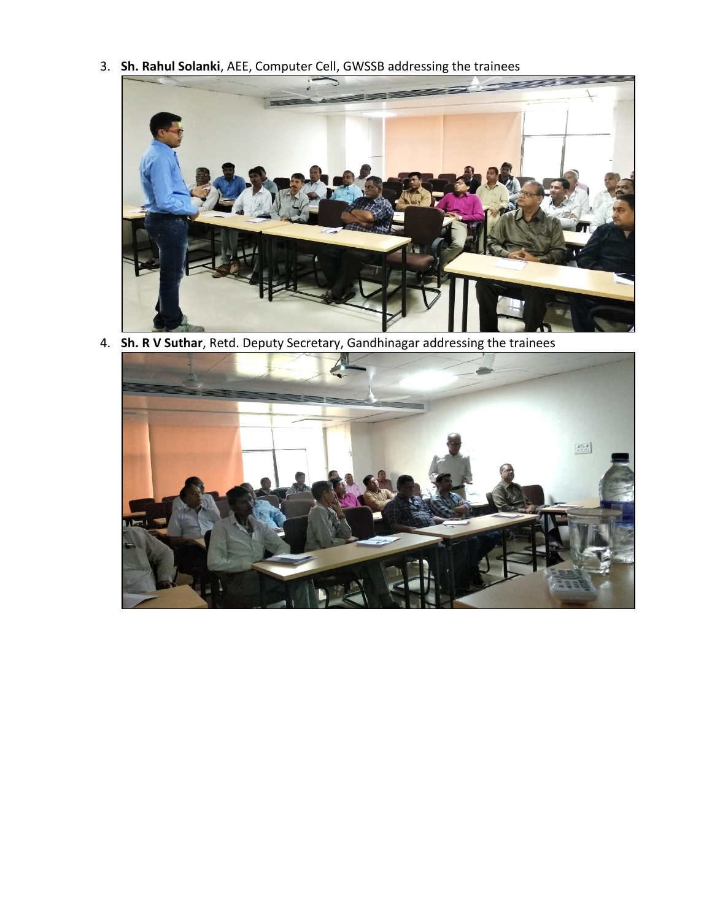3. **Sh. Rahul Solanki**, AEE, Computer Cell, GWSSB addressing the trainees

4. **Sh. R V Suthar**, Retd. Deputy Secretary, Gandhinagar addressing the trainees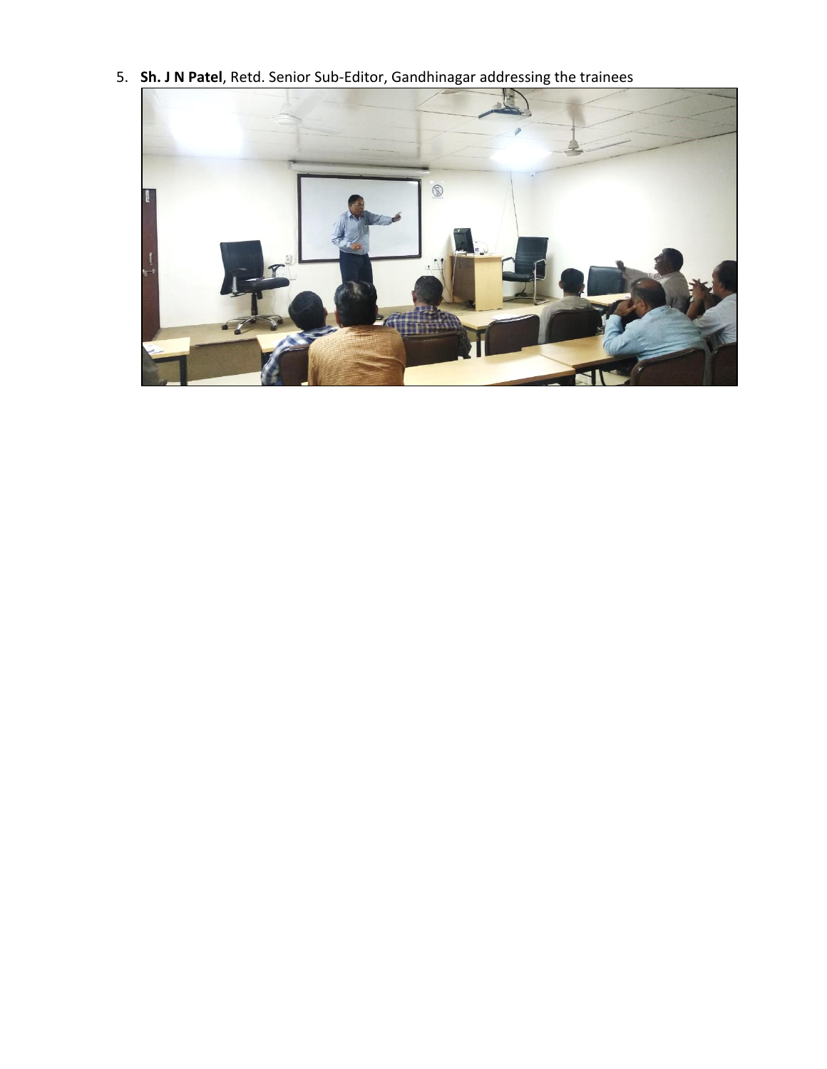5. **Sh. J N Patel**, Retd. Senior Sub-Editor, Gandhinagar addressing the trainees